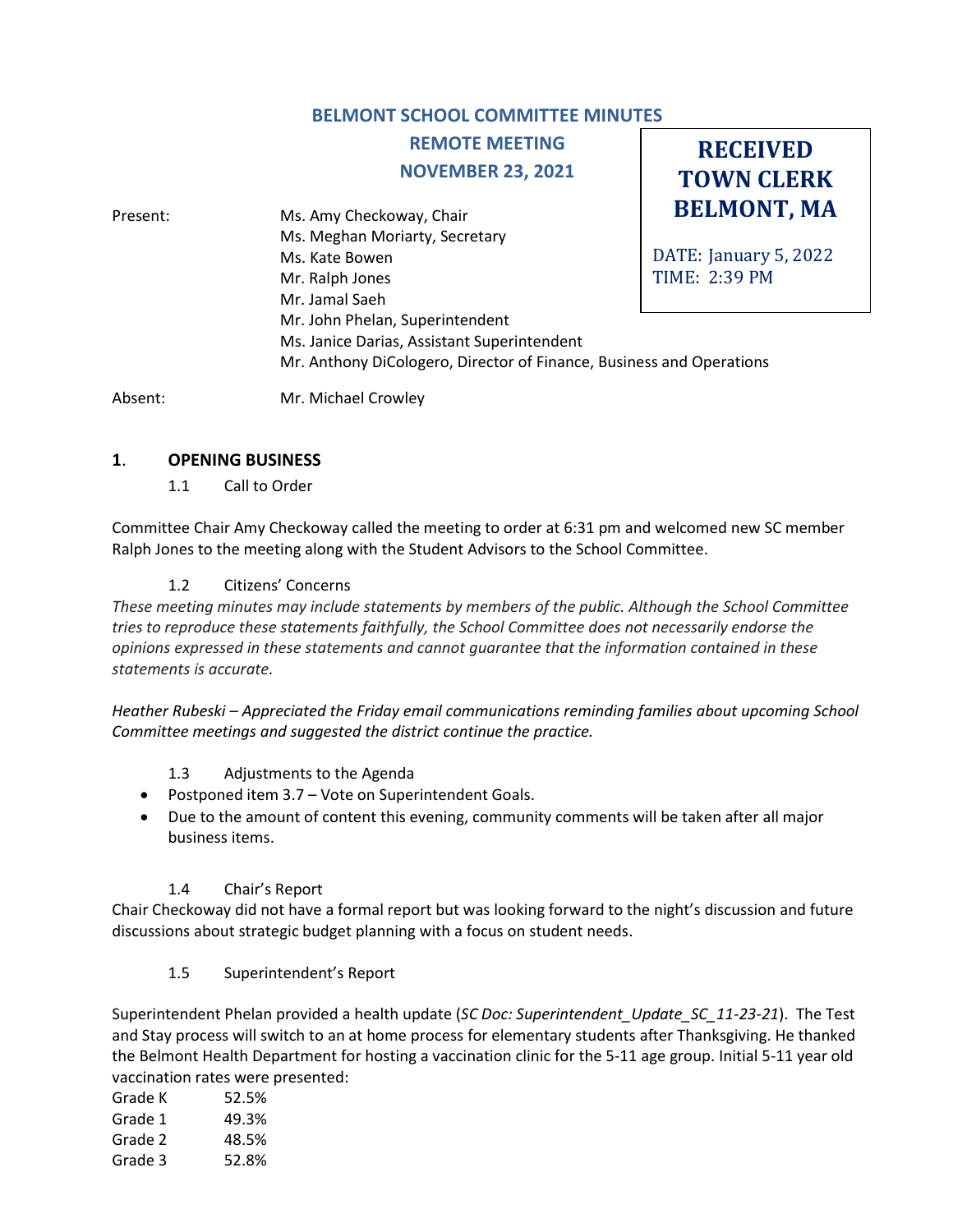# BELMONT SCHOOL COMMITTEE MINUTES

## REMOTE MEETING

## NOVEMBER 23, 2021

**RECEIVED TOWN CLERK BELMONT, MA**

DATE: January 5, 2022
TIME: 2:39 PM

| | |
|---|---|
| Present: | Ms. Amy Checkoway, Chair |
| | Ms. Meghan Moriarty, Secretary |
| | Ms. Kate Bowen |
| | Mr. Ralph Jones |
| | Mr. Jamal Saeh |
| | Mr. John Phelan, Superintendent |
| | Ms. Janice Darias, Assistant Superintendent |
| | Mr. Anthony DiCologero, Director of Finance, Business and Operations |
| Absent: | Mr. Michael Crowley |

### 1. OPENING BUSINESS

1.1 Call to Order

Committee Chair Amy Checkoway called the meeting to order at 6:31 pm and welcomed new SC member Ralph Jones to the meeting along with the Student Advisors to the School Committee.

1.2 Citizens' Concerns

*These meeting minutes may include statements by members of the public. Although the School Committee tries to reproduce these statements faithfully, the School Committee does not necessarily endorse the opinions expressed in these statements and cannot guarantee that the information contained in these statements is accurate.*

*Heather Rubeski – Appreciated the Friday email communications reminding families about upcoming School Committee meetings and suggested the district continue the practice.*

1.3 Adjustments to the Agenda

- Postponed item 3.7 – Vote on Superintendent Goals.
- Due to the amount of content this evening, community comments will be taken after all major business items.

1.4 Chair's Report

Chair Checkoway did not have a formal report but was looking forward to the night's discussion and future discussions about strategic budget planning with a focus on student needs.

1.5 Superintendent's Report

Superintendent Phelan provided a health update (*SC Doc: Superintendent_Update_SC_11-23-21*). The Test and Stay process will switch to an at home process for elementary students after Thanksgiving. He thanked the Belmont Health Department for hosting a vaccination clinic for the 5-11 age group. Initial 5-11 year old vaccination rates were presented:

| | |
|---|---|
| Grade K | 52.5% |
| Grade 1 | 49.3% |
| Grade 2 | 48.5% |
| Grade 3 | 52.8% |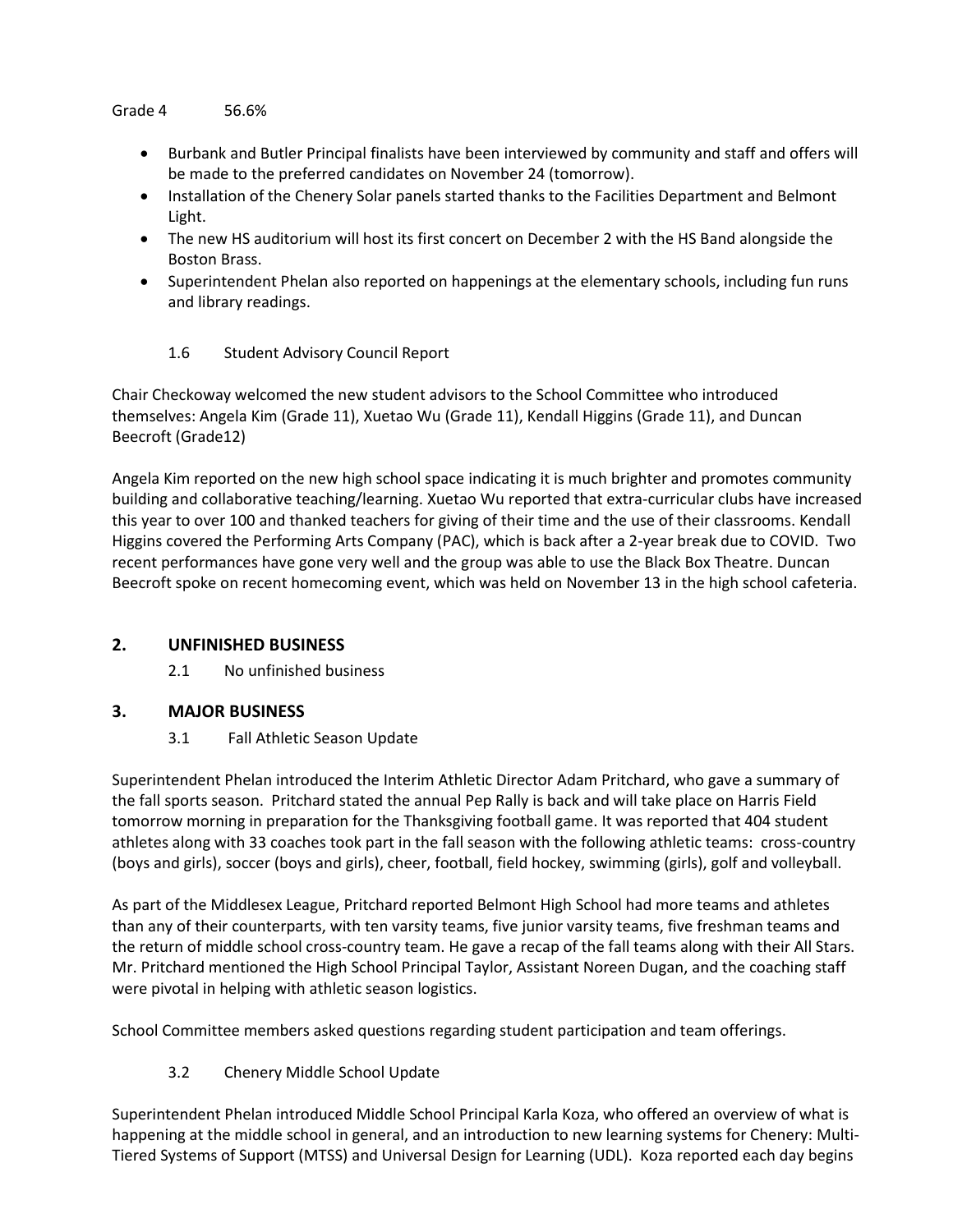Grade 4 56.6%

- Burbank and Butler Principal finalists have been interviewed by community and staff and offers will be made to the preferred candidates on November 24 (tomorrow).
- Installation of the Chenery Solar panels started thanks to the Facilities Department and Belmont Light.
- The new HS auditorium will host its first concert on December 2 with the HS Band alongside the Boston Brass.
- Superintendent Phelan also reported on happenings at the elementary schools, including fun runs and library readings.

### 1.6 Student Advisory Council Report

Chair Checkoway welcomed the new student advisors to the School Committee who introduced themselves: Angela Kim (Grade 11), Xuetao Wu (Grade 11), Kendall Higgins (Grade 11), and Duncan Beecroft (Grade12)

Angela Kim reported on the new high school space indicating it is much brighter and promotes community building and collaborative teaching/learning. Xuetao Wu reported that extra-curricular clubs have increased this year to over 100 and thanked teachers for giving of their time and the use of their classrooms. Kendall Higgins covered the Performing Arts Company (PAC), which is back after a 2-year break due to COVID. Two recent performances have gone very well and the group was able to use the Black Box Theatre. Duncan Beecroft spoke on recent homecoming event, which was held on November 13 in the high school cafeteria.

## 2. UNFINISHED BUSINESS

2.1 No unfinished business

## 3. MAJOR BUSINESS

### 3.1 Fall Athletic Season Update

Superintendent Phelan introduced the Interim Athletic Director Adam Pritchard, who gave a summary of the fall sports season. Pritchard stated the annual Pep Rally is back and will take place on Harris Field tomorrow morning in preparation for the Thanksgiving football game. It was reported that 404 student athletes along with 33 coaches took part in the fall season with the following athletic teams: cross-country (boys and girls), soccer (boys and girls), cheer, football, field hockey, swimming (girls), golf and volleyball.

As part of the Middlesex League, Pritchard reported Belmont High School had more teams and athletes than any of their counterparts, with ten varsity teams, five junior varsity teams, five freshman teams and the return of middle school cross-country team. He gave a recap of the fall teams along with their All Stars. Mr. Pritchard mentioned the High School Principal Taylor, Assistant Noreen Dugan, and the coaching staff were pivotal in helping with athletic season logistics.

School Committee members asked questions regarding student participation and team offerings.

### 3.2 Chenery Middle School Update

Superintendent Phelan introduced Middle School Principal Karla Koza, who offered an overview of what is happening at the middle school in general, and an introduction to new learning systems for Chenery: Multi-Tiered Systems of Support (MTSS) and Universal Design for Learning (UDL). Koza reported each day begins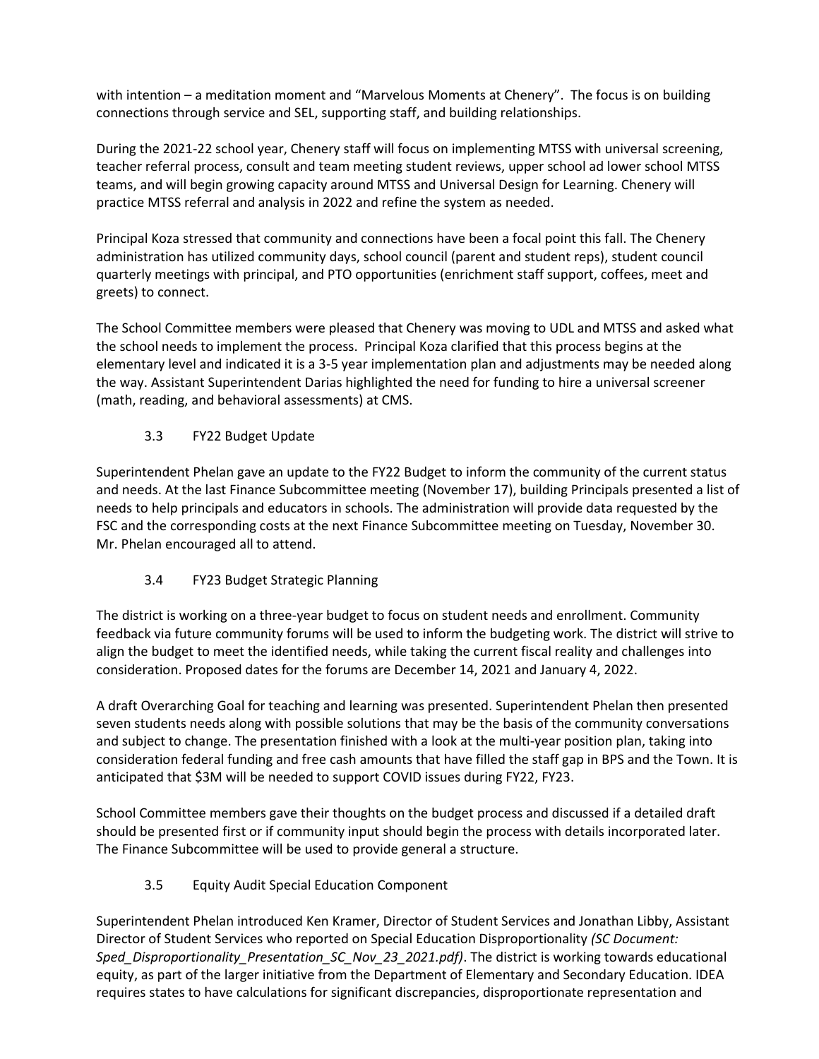with intention – a meditation moment and "Marvelous Moments at Chenery". The focus is on building connections through service and SEL, supporting staff, and building relationships.

During the 2021-22 school year, Chenery staff will focus on implementing MTSS with universal screening, teacher referral process, consult and team meeting student reviews, upper school ad lower school MTSS teams, and will begin growing capacity around MTSS and Universal Design for Learning. Chenery will practice MTSS referral and analysis in 2022 and refine the system as needed.

Principal Koza stressed that community and connections have been a focal point this fall. The Chenery administration has utilized community days, school council (parent and student reps), student council quarterly meetings with principal, and PTO opportunities (enrichment staff support, coffees, meet and greets) to connect.

The School Committee members were pleased that Chenery was moving to UDL and MTSS and asked what the school needs to implement the process. Principal Koza clarified that this process begins at the elementary level and indicated it is a 3-5 year implementation plan and adjustments may be needed along the way. Assistant Superintendent Darias highlighted the need for funding to hire a universal screener (math, reading, and behavioral assessments) at CMS.

### 3.3 FY22 Budget Update

Superintendent Phelan gave an update to the FY22 Budget to inform the community of the current status and needs. At the last Finance Subcommittee meeting (November 17), building Principals presented a list of needs to help principals and educators in schools. The administration will provide data requested by the FSC and the corresponding costs at the next Finance Subcommittee meeting on Tuesday, November 30. Mr. Phelan encouraged all to attend.

### 3.4 FY23 Budget Strategic Planning

The district is working on a three-year budget to focus on student needs and enrollment. Community feedback via future community forums will be used to inform the budgeting work. The district will strive to align the budget to meet the identified needs, while taking the current fiscal reality and challenges into consideration. Proposed dates for the forums are December 14, 2021 and January 4, 2022.

A draft Overarching Goal for teaching and learning was presented. Superintendent Phelan then presented seven students needs along with possible solutions that may be the basis of the community conversations and subject to change. The presentation finished with a look at the multi-year position plan, taking into consideration federal funding and free cash amounts that have filled the staff gap in BPS and the Town. It is anticipated that $3M will be needed to support COVID issues during FY22, FY23.

School Committee members gave their thoughts on the budget process and discussed if a detailed draft should be presented first or if community input should begin the process with details incorporated later. The Finance Subcommittee will be used to provide general a structure.

### 3.5 Equity Audit Special Education Component

Superintendent Phelan introduced Ken Kramer, Director of Student Services and Jonathan Libby, Assistant Director of Student Services who reported on Special Education Disproportionality *(SC Document: Sped_Disproportionality_Presentation_SC_Nov_23_2021.pdf)*. The district is working towards educational equity, as part of the larger initiative from the Department of Elementary and Secondary Education. IDEA requires states to have calculations for significant discrepancies, disproportionate representation and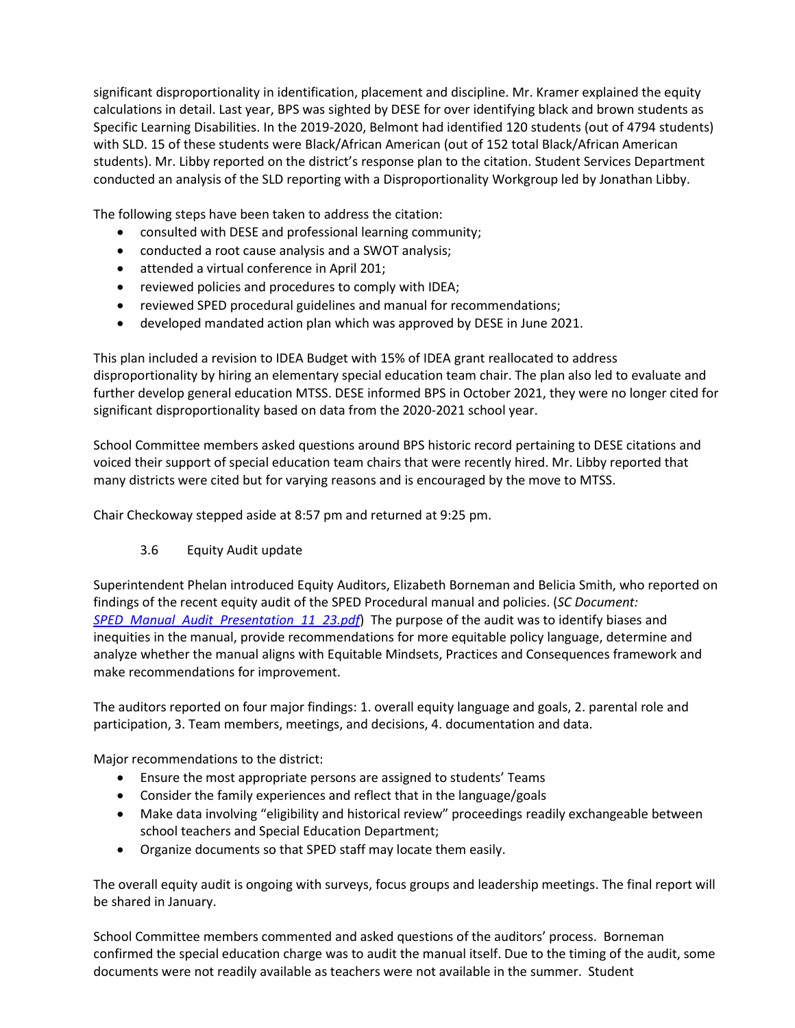significant disproportionality in identification, placement and discipline. Mr. Kramer explained the equity calculations in detail. Last year, BPS was sighted by DESE for over identifying black and brown students as Specific Learning Disabilities. In the 2019-2020, Belmont had identified 120 students (out of 4794 students) with SLD. 15 of these students were Black/African American (out of 152 total Black/African American students). Mr. Libby reported on the district's response plan to the citation. Student Services Department conducted an analysis of the SLD reporting with a Disproportionality Workgroup led by Jonathan Libby.

The following steps have been taken to address the citation:

- consulted with DESE and professional learning community;
- conducted a root cause analysis and a SWOT analysis;
- attended a virtual conference in April 201;
- reviewed policies and procedures to comply with IDEA;
- reviewed SPED procedural guidelines and manual for recommendations;
- developed mandated action plan which was approved by DESE in June 2021.

This plan included a revision to IDEA Budget with 15% of IDEA grant reallocated to address disproportionality by hiring an elementary special education team chair. The plan also led to evaluate and further develop general education MTSS. DESE informed BPS in October 2021, they were no longer cited for significant disproportionality based on data from the 2020-2021 school year.

School Committee members asked questions around BPS historic record pertaining to DESE citations and voiced their support of special education team chairs that were recently hired. Mr. Libby reported that many districts were cited but for varying reasons and is encouraged by the move to MTSS.

Chair Checkoway stepped aside at 8:57 pm and returned at 9:25 pm.

3.6 Equity Audit update

Superintendent Phelan introduced Equity Auditors, Elizabeth Borneman and Belicia Smith, who reported on findings of the recent equity audit of the SPED Procedural manual and policies. (*SC Document: SPED_Manual_Audit_Presentation_11_23.pdf*) The purpose of the audit was to identify biases and inequities in the manual, provide recommendations for more equitable policy language, determine and analyze whether the manual aligns with Equitable Mindsets, Practices and Consequences framework and make recommendations for improvement.

The auditors reported on four major findings: 1. overall equity language and goals, 2. parental role and participation, 3. Team members, meetings, and decisions, 4. documentation and data.

Major recommendations to the district:

- Ensure the most appropriate persons are assigned to students' Teams
- Consider the family experiences and reflect that in the language/goals
- Make data involving "eligibility and historical review" proceedings readily exchangeable between school teachers and Special Education Department;
- Organize documents so that SPED staff may locate them easily.

The overall equity audit is ongoing with surveys, focus groups and leadership meetings. The final report will be shared in January.

School Committee members commented and asked questions of the auditors' process. Borneman confirmed the special education charge was to audit the manual itself. Due to the timing of the audit, some documents were not readily available as teachers were not available in the summer. Student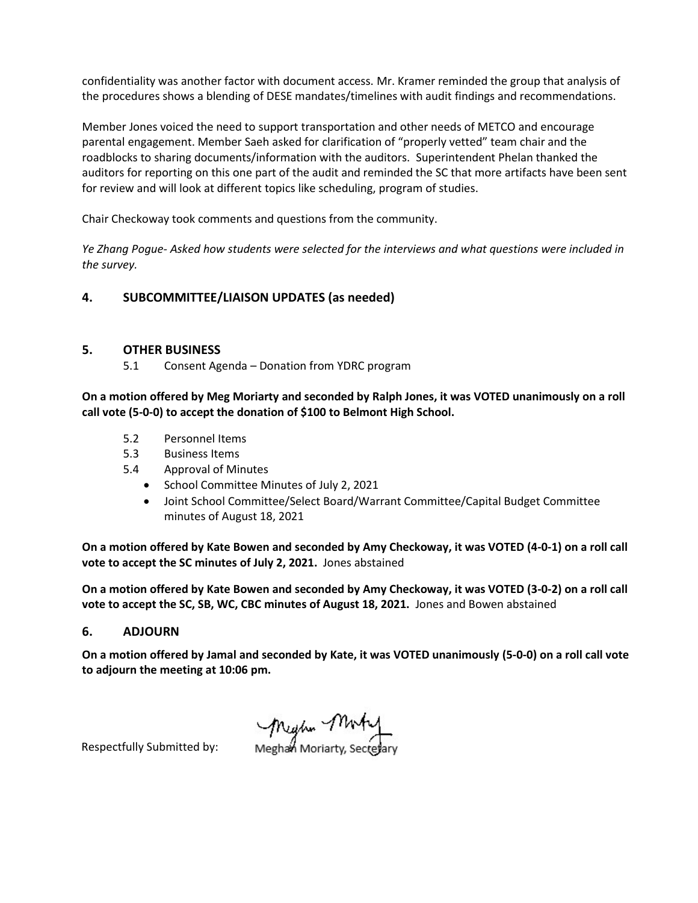confidentiality was another factor with document access. Mr. Kramer reminded the group that analysis of the procedures shows a blending of DESE mandates/timelines with audit findings and recommendations.

Member Jones voiced the need to support transportation and other needs of METCO and encourage parental engagement. Member Saeh asked for clarification of "properly vetted" team chair and the roadblocks to sharing documents/information with the auditors. Superintendent Phelan thanked the auditors for reporting on this one part of the audit and reminded the SC that more artifacts have been sent for review and will look at different topics like scheduling, program of studies.

Chair Checkoway took comments and questions from the community.

*Ye Zhang Pogue- Asked how students were selected for the interviews and what questions were included in the survey.*

## 4. SUBCOMMITTEE/LIAISON UPDATES (as needed)

## 5. OTHER BUSINESS

5.1 Consent Agenda – Donation from YDRC program

**On a motion offered by Meg Moriarty and seconded by Ralph Jones, it was VOTED unanimously on a roll call vote (5-0-0) to accept the donation of $100 to Belmont High School.**

5.2 Personnel Items

5.3 Business Items

5.4 Approval of Minutes

- School Committee Minutes of July 2, 2021
- Joint School Committee/Select Board/Warrant Committee/Capital Budget Committee minutes of August 18, 2021

**On a motion offered by Kate Bowen and seconded by Amy Checkoway, it was VOTED (4-0-1) on a roll call vote to accept the SC minutes of July 2, 2021.** Jones abstained

**On a motion offered by Kate Bowen and seconded by Amy Checkoway, it was VOTED (3-0-2) on a roll call vote to accept the SC, SB, WC, CBC minutes of August 18, 2021.** Jones and Bowen abstained

## 6. ADJOURN

**On a motion offered by Jamal and seconded by Kate, it was VOTED unanimously (5-0-0) on a roll call vote to adjourn the meeting at 10:06 pm.**

Respectfully Submitted by: Meghan Moriarty, Secretary